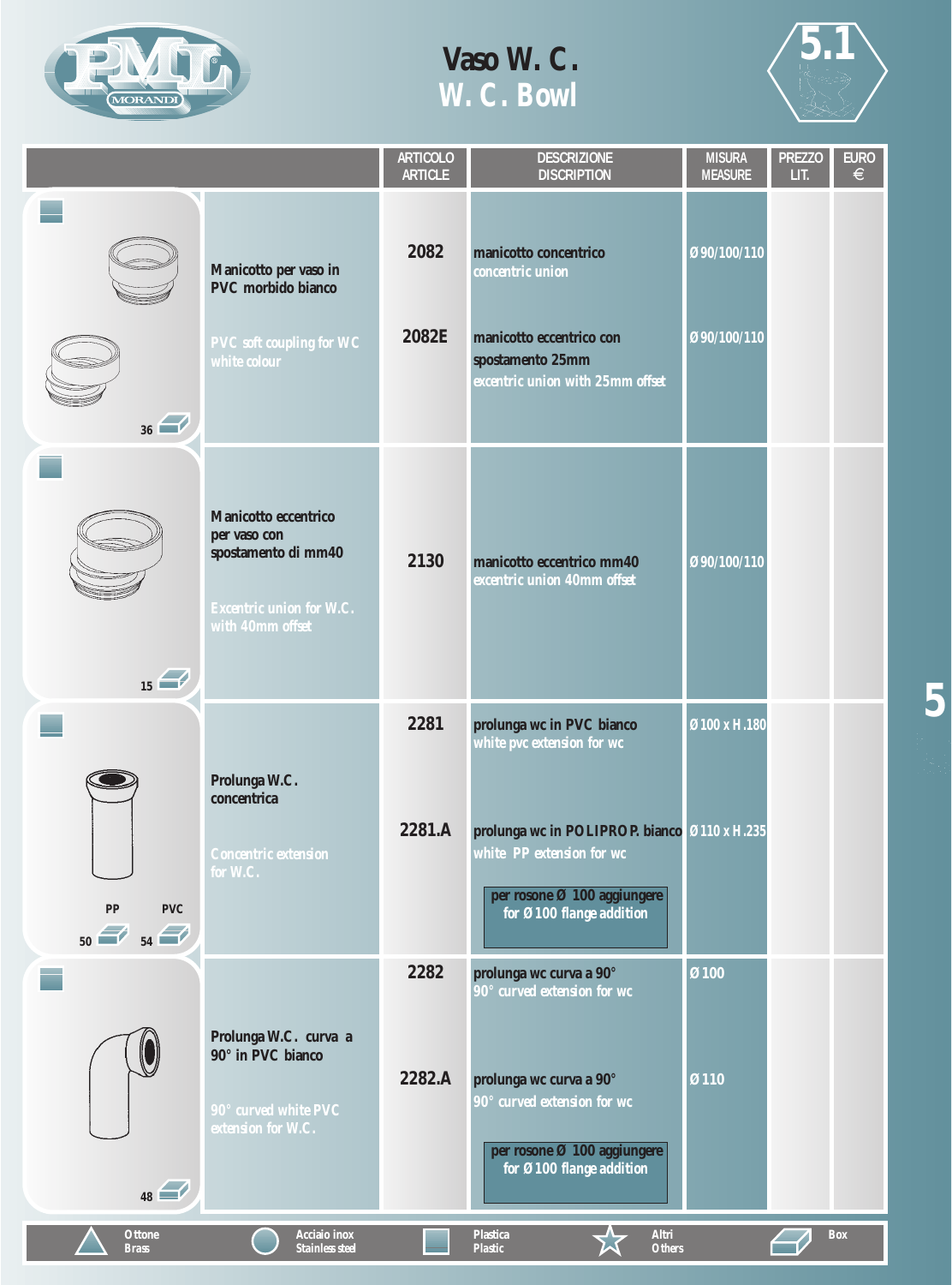# Vaso W. C.
# W. C. Bowl

5.1

| | | ARTICOLO ARTICLE | DESCRIZIONE DISCRIPTION | MISURA MEASURE | PREZZO LIT. | EURO € |
|---|---|---|---|---|---|---|
| 36 | **Manicotto per vaso in PVC morbido bianco**<br>PVC soft coupling for WC white colour | 2082 | manicotto concentrico<br>concentric union | Ø 90/100/110 | | |
| | | 2082E | manicotto eccentrico con spostamento 25mm<br>excentric union with 25mm offset | Ø 90/100/110 | | |
| 15 | **Manicotto eccentrico per vaso con spostamento di mm40**<br>Excentric union for W.C. with 40mm offset | 2130 | manicotto eccentrico mm40<br>excentric union 40mm offset | Ø 90/100/110 | | |
| PP 50 / PVC 54 | **Prolunga W.C. concentrica**<br>Concentric extension for W.C. | 2281 | prolunga wc in PVC bianco<br>white pvc extension for wc | Ø 100 x H.180 | | |
| | | 2281.A | prolunga wc in POLIPROP. bianco<br>white PP extension for wc<br>per rosone Ø 100 aggiungere<br>for Ø 100 flange addition | Ø 110 x H.235 | | |
| 48 | **Prolunga W.C. curva a 90° in PVC bianco**<br>90° curved white PVC extension for W.C. | 2282 | prolunga wc curva a 90°<br>90° curved extension for wc | Ø 100 | | |
| | | 2282.A | prolunga wc curva a 90°<br>90° curved extension for wc<br>per rosone Ø 100 aggiungere<br>for Ø 100 flange addition | Ø 110 | | |

Ottone Brass | Acciaio inox Stainless steel | Plastica Plastic | Altri Others | Box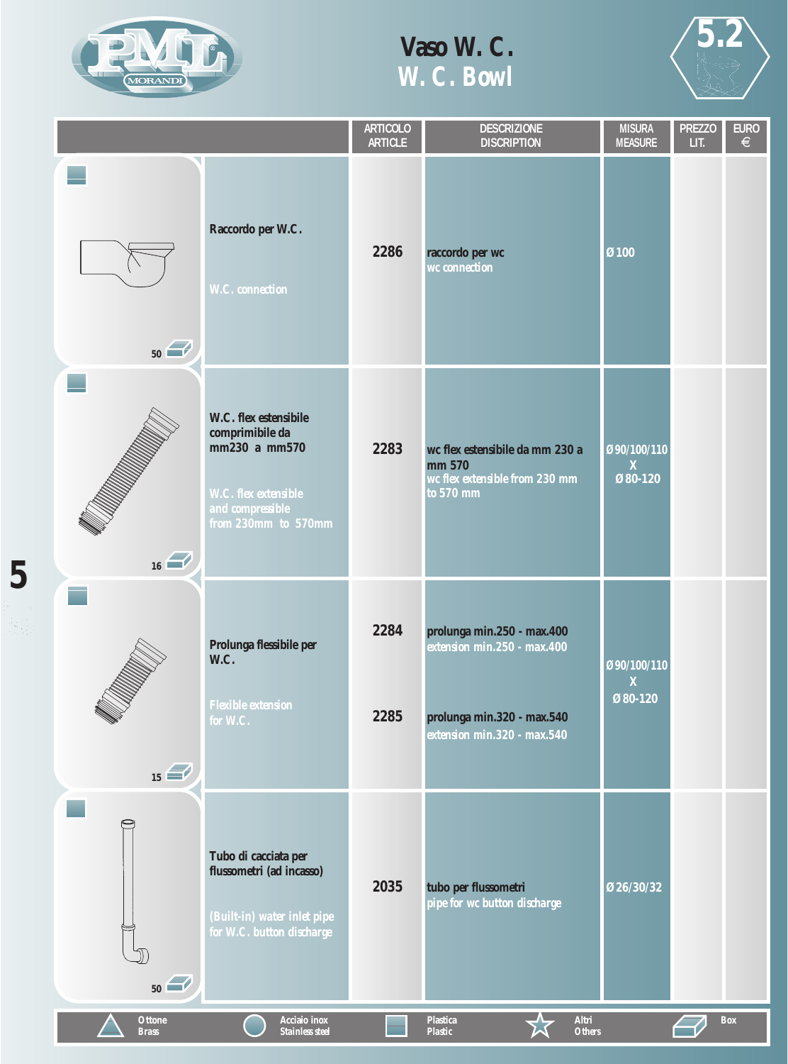# Vaso W. C.
## W. C. Bowl

5.2

| | ARTICOLO ARTICLE | DESCRIZIONE DISCRIPTION | MISURA MEASURE | PREZZO LIT. | EURO € |
|---|---|---|---|---|---|
| **Raccordo per W.C.**<br>W.C. connection<br>50 | 2286 | raccordo per wc<br>wc connection | Ø 100 | | |
| **W.C. flex estensibile comprimibile da mm230 a mm570**<br>W.C. flex extensible and compressible from 230mm to 570mm<br>16 | 2283 | wc flex estensibile da mm 230 a mm 570<br>wc flex extensible from 230 mm to 570 mm | Ø 90/100/110 X Ø 80-120 | | |
| **Prolunga flessibile per W.C.**<br>Flexible extension for W.C.<br>15 | 2284 | prolunga min.250 - max.400<br>extension min.250 - max.400 | Ø 90/100/110 X Ø 80-120 | | |
| | 2285 | prolunga min.320 - max.540<br>extension min.320 - max.540 | | | |
| **Tubo di cacciata per flussometri (ad incasso)**<br>(Built-in) water inlet pipe for W.C. button discharge<br>50 | 2035 | tubo per flussometri<br>pipe for wc button discharge | Ø 26/30/32 | | |

Ottone Brass | Acciaio inox Stainless steel | Plastica Plastic | Altri Others | Box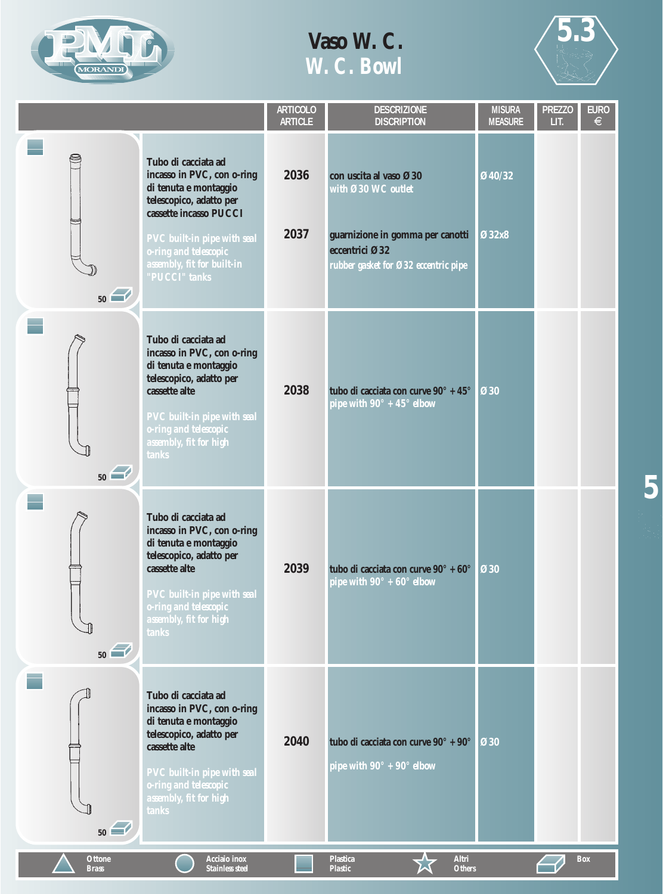# Vaso W. C.
## W. C. Bowl

5.3

| | | ARTICOLO ARTICLE | DESCRIZIONE DESCRIPTION | MISURA MEASURE | PREZZO LIT. | EURO € |
|---|---|---|---|---|---|---|
| 50 | Tubo di cacciata ad incasso in PVC, con o-ring di tenuta e montaggio telescopico, adatto per cassette incasso PUCCI<br><br>PVC built-in pipe with seal o-ring and telescopic assembly, fit for built-in "PUCCI" tanks | 2036 | con uscita al vaso Ø 30<br>with Ø 30 WC outlet | Ø 40/32 | | |
| | | 2037 | guarnizione in gomma per canotti eccentrici Ø 32<br>rubber gasket for Ø 32 eccentric pipe | Ø 32x8 | | |
| 50 | Tubo di cacciata ad incasso in PVC, con o-ring di tenuta e montaggio telescopico, adatto per cassette alte<br><br>PVC built-in pipe with seal o-ring and telescopic assembly, fit for high tanks | 2038 | tubo di cacciata con curve 90° + 45°<br>pipe with 90° + 45° elbow | Ø 30 | | |
| 50 | Tubo di cacciata ad incasso in PVC, con o-ring di tenuta e montaggio telescopico, adatto per cassette alte<br><br>PVC built-in pipe with seal o-ring and telescopic assembly, fit for high tanks | 2039 | tubo di cacciata con curve 90° + 60°<br>pipe with 90° + 60° elbow | Ø 30 | | |
| 50 | Tubo di cacciata ad incasso in PVC, con o-ring di tenuta e montaggio telescopico, adatto per cassette alte<br><br>PVC built-in pipe with seal o-ring and telescopic assembly, fit for high tanks | 2040 | tubo di cacciata con curve 90° + 90°<br>pipe with 90° + 90° elbow | Ø 30 | | |

Ottone / Brass — Acciaio inox / Stainless steel — Plastica / Plastic — Altri / Others — Box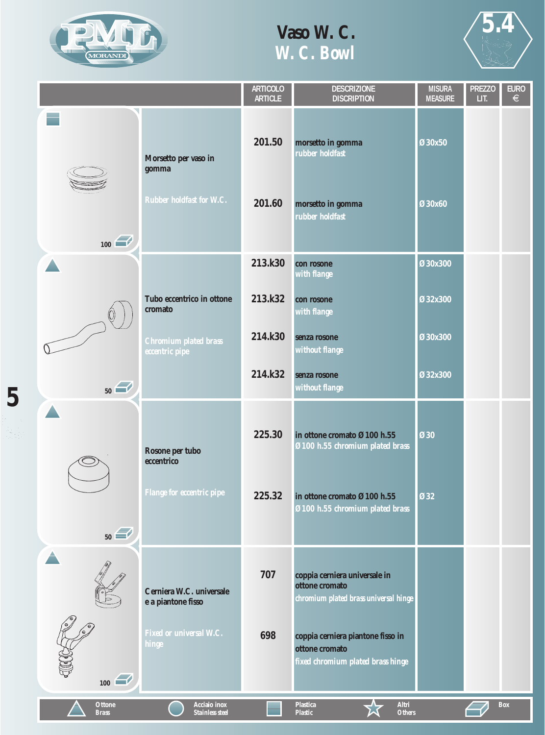# Vaso W. C.
# W. C. Bowl

5.4

| | ARTICOLO / ARTICLE | DESCRIZIONE / DISCRIPTION | MISURA / MEASURE | PREZZO LIT. | EURO € |
|---|---|---|---|---|---|
| Morsetto per vaso in gomma / Rubber holdfast for W.C. (100) | 201.50 | morsetto in gomma / rubber holdfast | Ø 30x50 | | |
| | 201.60 | morsetto in gomma / rubber holdfast | Ø 30x60 | | |
| Tubo eccentrico in ottone cromato / Chromium plated brass eccentric pipe (50) | 213.k30 | con rosone / with flange | Ø 30x300 | | |
| | 213.k32 | con rosone / with flange | Ø 32x300 | | |
| | 214.k30 | senza rosone / without flange | Ø 30x300 | | |
| | 214.k32 | senza rosone / without flange | Ø 32x300 | | |
| Rosone per tubo eccentrico / Flange for eccentric pipe (50) | 225.30 | in ottone cromato Ø 100 h.55 / Ø 100 h.55 chromium plated brass | Ø 30 | | |
| | 225.32 | in ottone cromato Ø 100 h.55 / Ø 100 h.55 chromium plated brass | Ø 32 | | |
| Cerniera W.C. universale e a piantone fisso / Fixed or universal W.C. hinge (100) | 707 | coppia cerniera universale in ottone cromato / chromium plated brass universal hinge | | | |
| | 698 | coppia cerniera piantone fisso in ottone cromato / fixed chromium plated brass hinge | | | |

Ottone / Brass — Acciaio inox / Stainless steel — Plastica / Plastic — Altri / Others — Box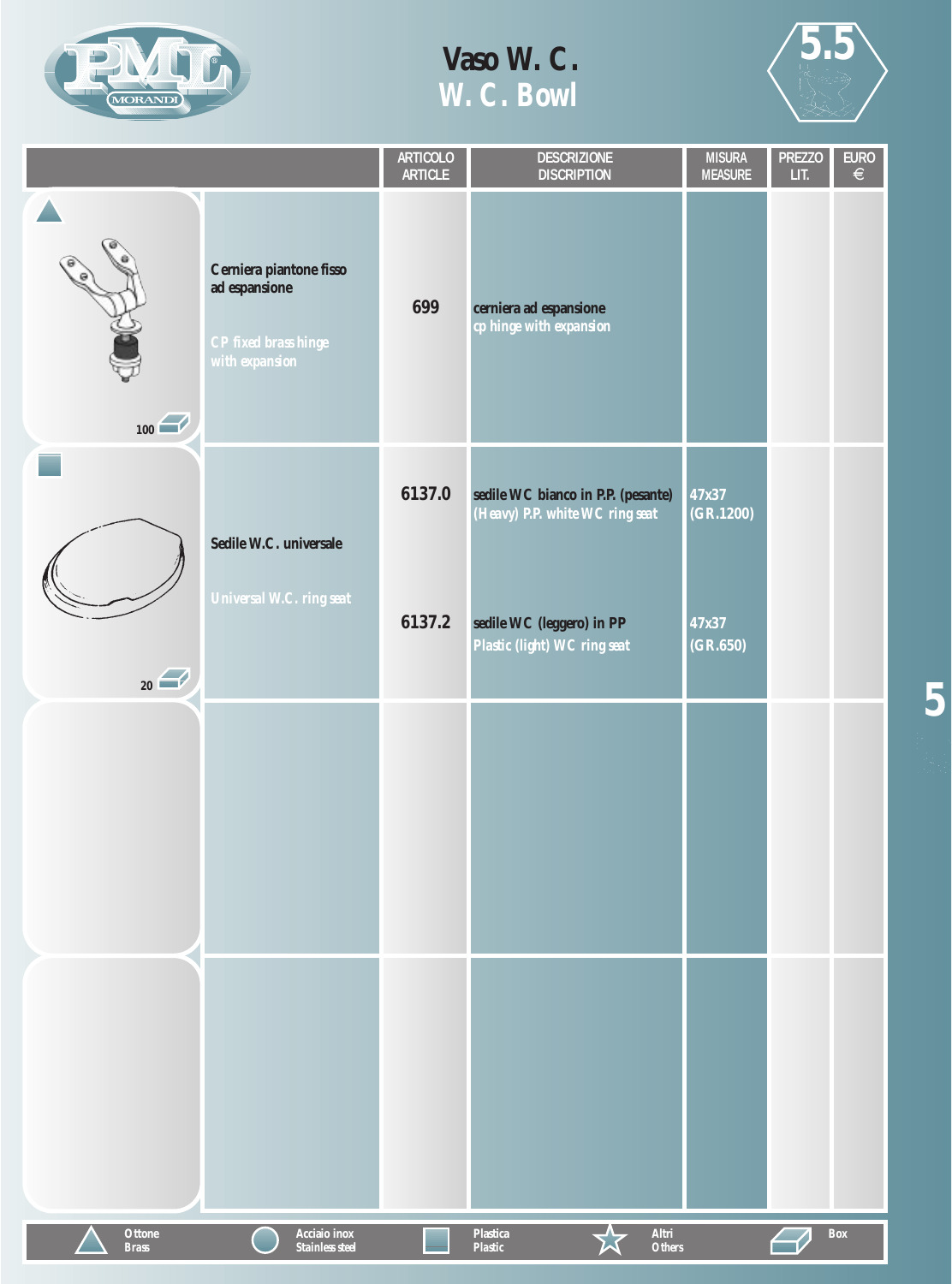# Vaso W. C.
## W. C. Bowl

5.5

| | | ARTICOLO ARTICLE | DESCRIZIONE DISCRIPTION | MISURA MEASURE | PREZZO LIT. | EURO € |
|---|---|---|---|---|---|---|
| 100 | Cerniera piantone fisso ad espansione<br>CP fixed brass hinge with expansion | 699 | cerniera ad espansione<br>cp hinge with expansion | | | |
| 20 | Sedile W.C. universale<br>Universal W.C. ring seat | 6137.0 | sedile WC bianco in P.P. (pesante)<br>(Heavy) P.P. white WC ring seat | 47x37<br>(GR.1200) | | |
| | | 6137.2 | sedile WC (leggero) in PP<br>Plastic (light) WC ring seat | 47x37<br>(GR.650) | | |

Ottone / Brass — Acciaio inox / Stainless steel — Plastica / Plastic — Altri / Others — Box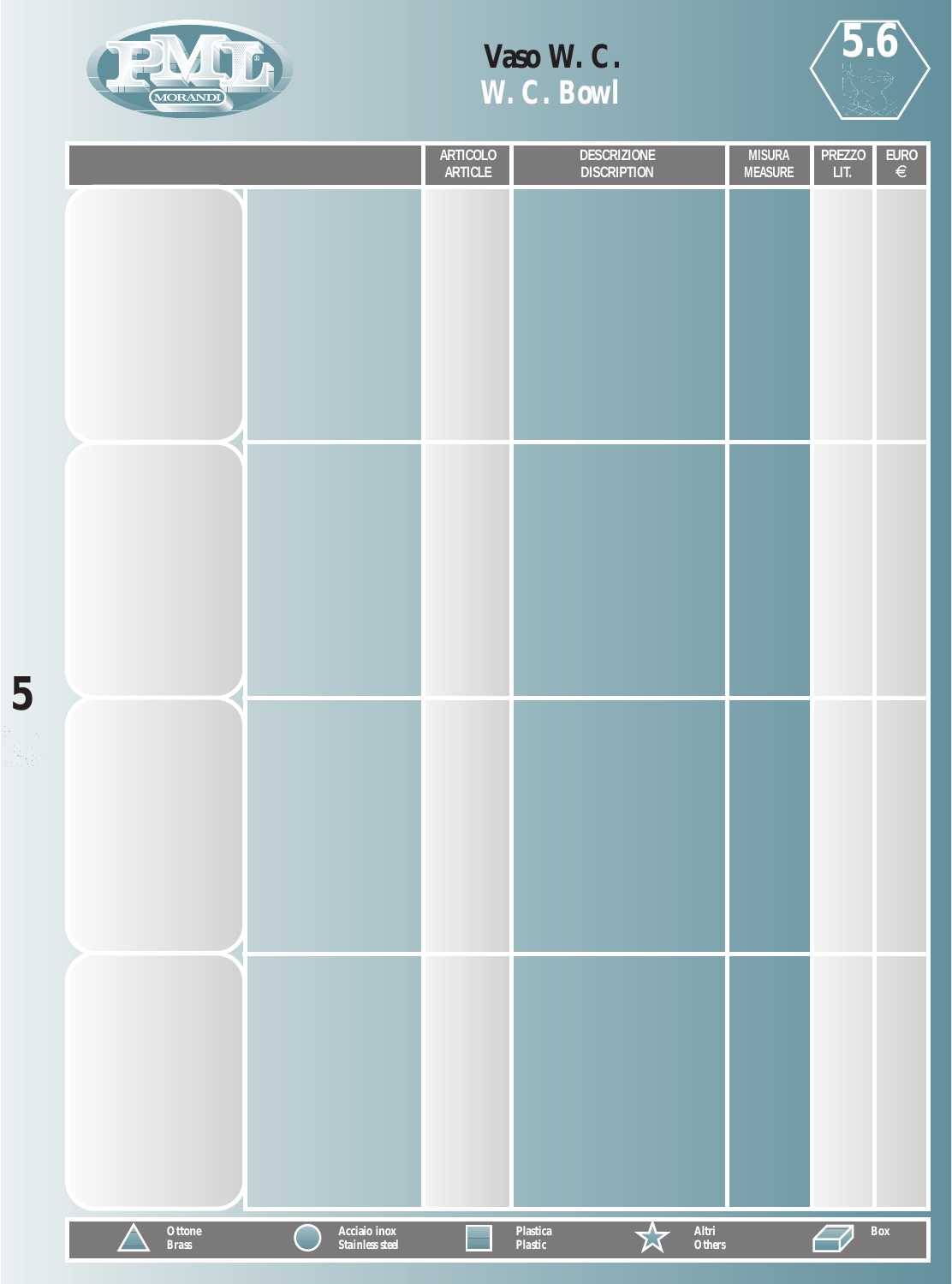# Vaso W. C.
## W. C. Bowl

5.6

| | | ARTICOLO ARTICLE | DESCRIZIONE DISCRIPTION | MISURA MEASURE | PREZZO LIT. | EURO € |
|---|---|---|---|---|---|---|
| | | | | | | |
| | | | | | | |
| | | | | | | |
| | | | | | | |

5

Ottone Brass — Acciaio inox Stainless steel — Plastica Plastic — Altri Others — Box